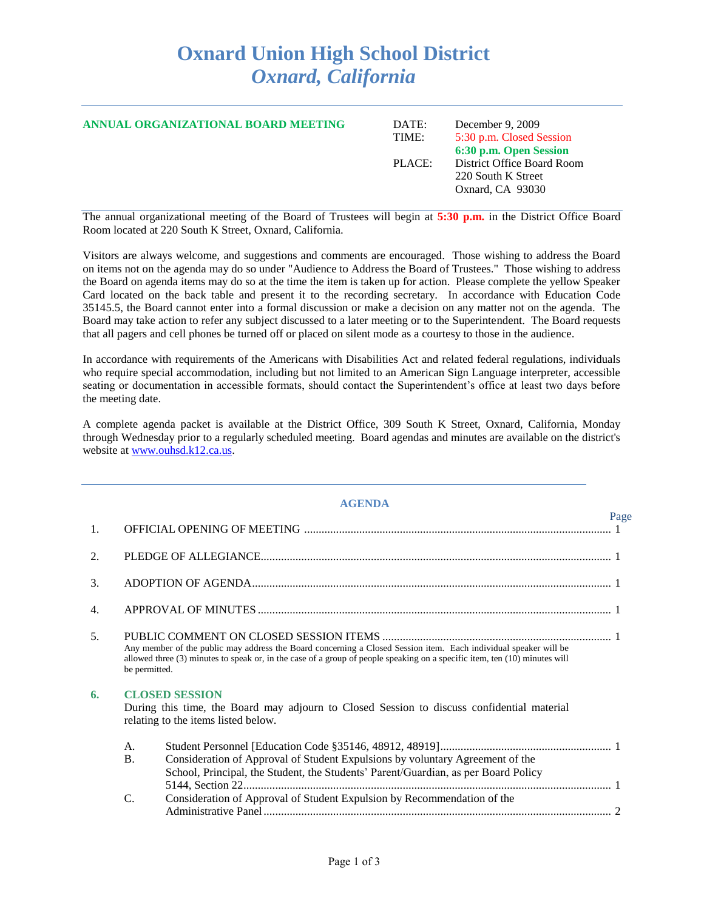# Oxnard Union High School District
## *Oxnard, California*

**ANNUAL ORGANIZATIONAL BOARD MEETING**

| | |
|---|---|
| DATE: | December 9, 2009 |
| TIME: | 5:30 p.m. Closed Session |
| | **6:30 p.m. Open Session** |
| PLACE: | District Office Board Room |
| | 220 South K Street |
| | Oxnard, CA 93030 |

The annual organizational meeting of the Board of Trustees will begin at **5:30 p.m.** in the District Office Board Room located at 220 South K Street, Oxnard, California.

Visitors are always welcome, and suggestions and comments are encouraged. Those wishing to address the Board on items not on the agenda may do so under "Audience to Address the Board of Trustees." Those wishing to address the Board on agenda items may do so at the time the item is taken up for action. Please complete the yellow Speaker Card located on the back table and present it to the recording secretary. In accordance with Education Code 35145.5, the Board cannot enter into a formal discussion or make a decision on any matter not on the agenda. The Board may take action to refer any subject discussed to a later meeting or to the Superintendent. The Board requests that all pagers and cell phones be turned off or placed on silent mode as a courtesy to those in the audience.

In accordance with requirements of the Americans with Disabilities Act and related federal regulations, individuals who require special accommodation, including but not limited to an American Sign Language interpreter, accessible seating or documentation in accessible formats, should contact the Superintendent's office at least two days before the meeting date.

A complete agenda packet is available at the District Office, 309 South K Street, Oxnard, California, Monday through Wednesday prior to a regularly scheduled meeting. Board agendas and minutes are available on the district's website at www.ouhsd.k12.ca.us.

---

## AGENDA

| | | Page |
|---|---|---|
| 1. | OFFICIAL OPENING OF MEETING | 1 |
| 2. | PLEDGE OF ALLEGIANCE | 1 |
| 3. | ADOPTION OF AGENDA | 1 |
| 4. | APPROVAL OF MINUTES | 1 |
| 5. | PUBLIC COMMENT ON CLOSED SESSION ITEMS | 1 |

Any member of the public may address the Board concerning a Closed Session item. Each individual speaker will be allowed three (3) minutes to speak or, in the case of a group of people speaking on a specific item, ten (10) minutes will be permitted.

**6. CLOSED SESSION**

During this time, the Board may adjourn to Closed Session to discuss confidential material relating to the items listed below.

| | | Page |
|---|---|---|
| A. | Student Personnel [Education Code §35146, 48912, 48919] | 1 |
| B. | Consideration of Approval of Student Expulsions by voluntary Agreement of the School, Principal, the Student, the Students' Parent/Guardian, as per Board Policy 5144, Section 22 | 1 |
| C. | Consideration of Approval of Student Expulsion by Recommendation of the Administrative Panel | 2 |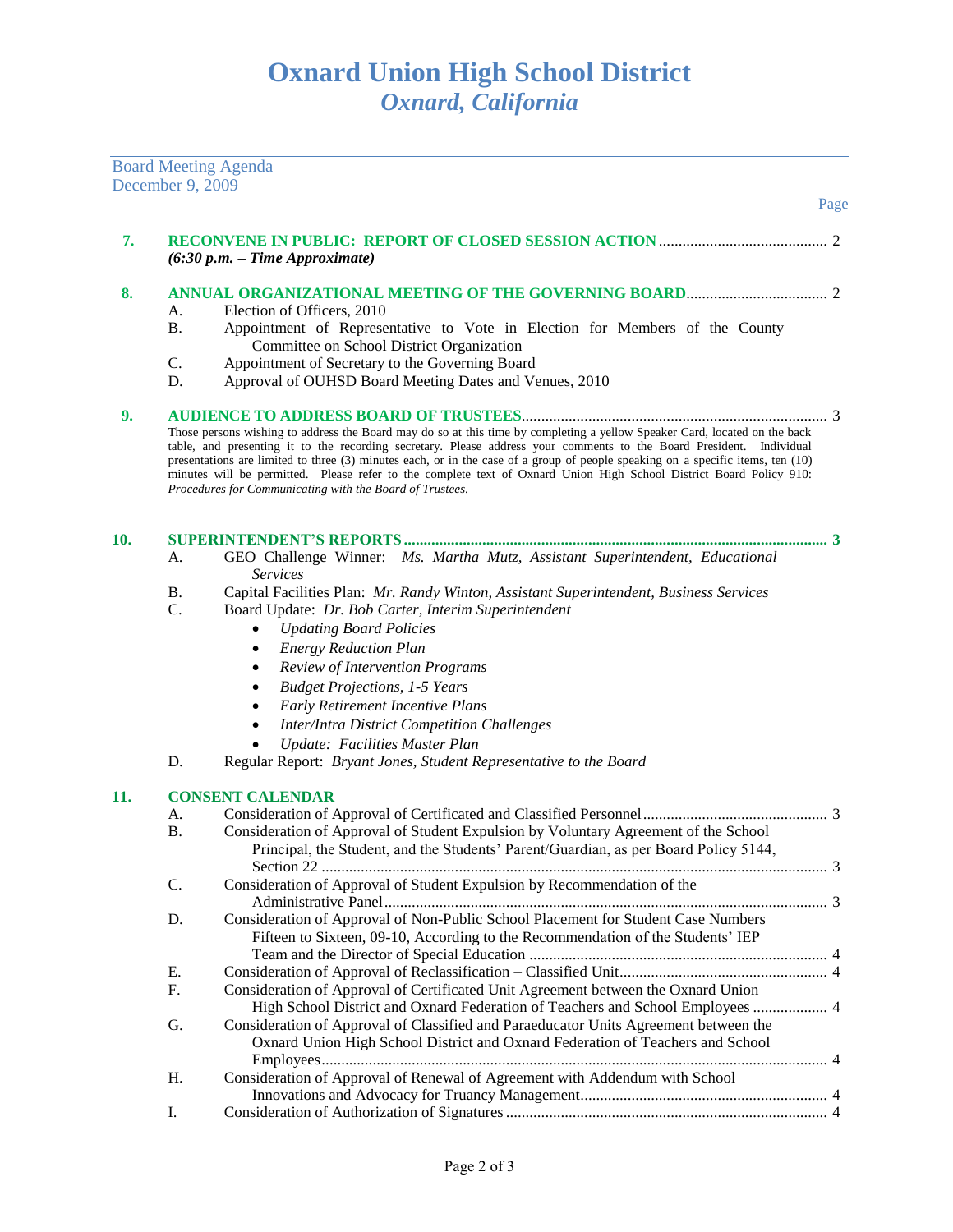# Oxnard Union High School District
## *Oxnard, California*

Board Meeting Agenda
December 9, 2009

Page

**7. RECONVENE IN PUBLIC: REPORT OF CLOSED SESSION ACTION** .......... 2
*(6:30 p.m. – Time Approximate)*

**8. ANNUAL ORGANIZATIONAL MEETING OF THE GOVERNING BOARD** .......... 2

- A. Election of Officers, 2010
- B. Appointment of Representative to Vote in Election for Members of the County Committee on School District Organization
- C. Appointment of Secretary to the Governing Board
- D. Approval of OUHSD Board Meeting Dates and Venues, 2010

**9. AUDIENCE TO ADDRESS BOARD OF TRUSTEES** .......... 3

Those persons wishing to address the Board may do so at this time by completing a yellow Speaker Card, located on the back table, and presenting it to the recording secretary. Please address your comments to the Board President. Individual presentations are limited to three (3) minutes each, or in the case of a group of people speaking on a specific items, ten (10) minutes will be permitted. Please refer to the complete text of Oxnard Union High School District Board Policy 910: *Procedures for Communicating with the Board of Trustees.*

**10. SUPERINTENDENT'S REPORTS .......... 3**

- A. GEO Challenge Winner: *Ms. Martha Mutz, Assistant Superintendent, Educational Services*
- B. Capital Facilities Plan: *Mr. Randy Winton, Assistant Superintendent, Business Services*
- C. Board Update: *Dr. Bob Carter, Interim Superintendent*
  - *Updating Board Policies*
  - *Energy Reduction Plan*
  - *Review of Intervention Programs*
  - *Budget Projections, 1-5 Years*
  - *Early Retirement Incentive Plans*
  - *Inter/Intra District Competition Challenges*
  - *Update: Facilities Master Plan*
- D. Regular Report: *Bryant Jones, Student Representative to the Board*

**11. CONSENT CALENDAR**

- A. Consideration of Approval of Certificated and Classified Personnel .......... 3
- B. Consideration of Approval of Student Expulsion by Voluntary Agreement of the School Principal, the Student, and the Students' Parent/Guardian, as per Board Policy 5144, Section 22 .......... 3
- C. Consideration of Approval of Student Expulsion by Recommendation of the Administrative Panel .......... 3
- D. Consideration of Approval of Non-Public School Placement for Student Case Numbers Fifteen to Sixteen, 09-10, According to the Recommendation of the Students' IEP Team and the Director of Special Education .......... 4
- E. Consideration of Approval of Reclassification – Classified Unit .......... 4
- F. Consideration of Approval of Certificated Unit Agreement between the Oxnard Union High School District and Oxnard Federation of Teachers and School Employees .......... 4
- G. Consideration of Approval of Classified and Paraeducator Units Agreement between the Oxnard Union High School District and Oxnard Federation of Teachers and School Employees .......... 4
- H. Consideration of Approval of Renewal of Agreement with Addendum with School Innovations and Advocacy for Truancy Management .......... 4
- I. Consideration of Authorization of Signatures .......... 4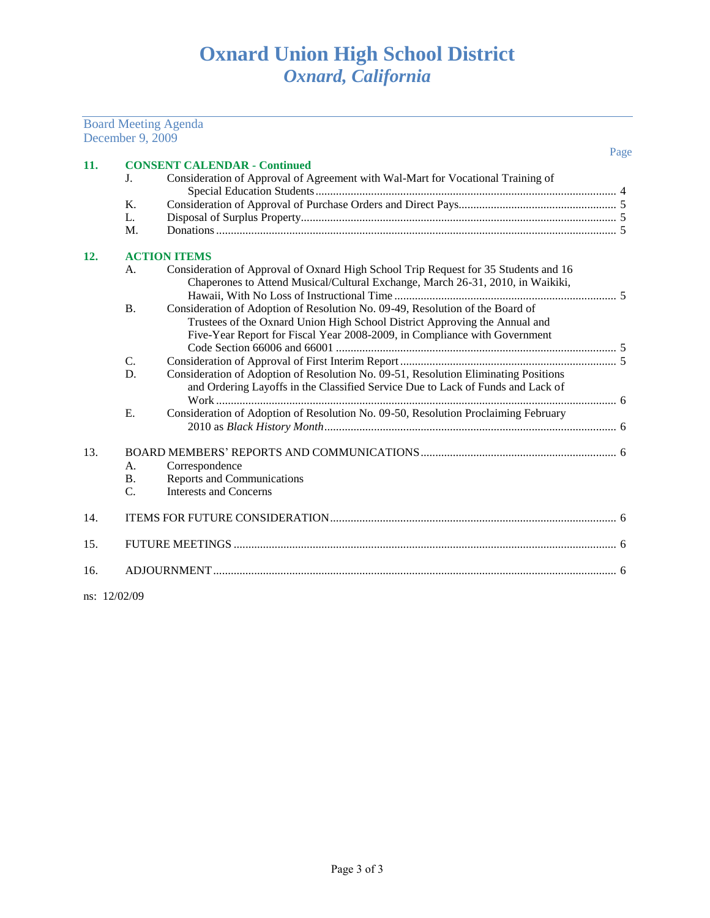# Oxnard Union High School District
## *Oxnard, California*

Board Meeting Agenda
December 9, 2009

Page

**11. CONSENT CALENDAR - Continued**

J. Consideration of Approval of Agreement with Wal-Mart for Vocational Training of Special Education Students ........ 4

K. Consideration of Approval of Purchase Orders and Direct Pays........ 5

L. Disposal of Surplus Property........ 5

M. Donations ........ 5

**12. ACTION ITEMS**

A. Consideration of Approval of Oxnard High School Trip Request for 35 Students and 16 Chaperones to Attend Musical/Cultural Exchange, March 26-31, 2010, in Waikiki, Hawaii, With No Loss of Instructional Time ........ 5

B. Consideration of Adoption of Resolution No. 09-49, Resolution of the Board of Trustees of the Oxnard Union High School District Approving the Annual and Five-Year Report for Fiscal Year 2008-2009, in Compliance with Government Code Section 66006 and 66001 ........ 5

C. Consideration of Approval of First Interim Report ........ 5

D. Consideration of Adoption of Resolution No. 09-51, Resolution Eliminating Positions and Ordering Layoffs in the Classified Service Due to Lack of Funds and Lack of Work ........ 6

E. Consideration of Adoption of Resolution No. 09-50, Resolution Proclaiming February 2010 as *Black History Month* ........ 6

13. BOARD MEMBERS' REPORTS AND COMMUNICATIONS ........ 6

A. Correspondence
B. Reports and Communications
C. Interests and Concerns

14. ITEMS FOR FUTURE CONSIDERATION ........ 6

15. FUTURE MEETINGS ........ 6

16. ADJOURNMENT ........ 6

ns: 12/02/09